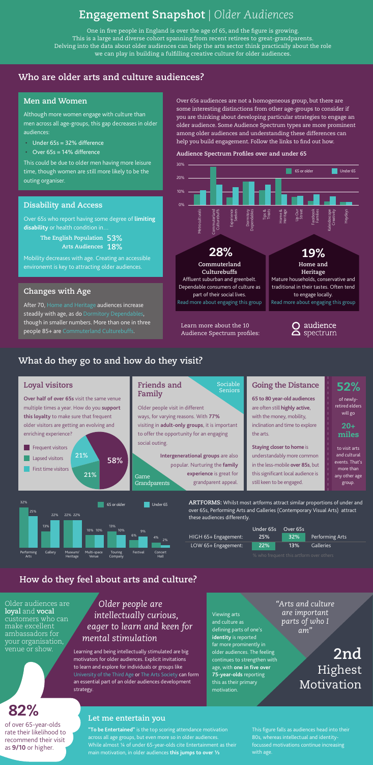# Engagement Snapshot | *Older Audiences*

One in five people in England is over the age of 65, and the figure is growing. This is a large and diverse cohort spanning from recent retirees to great-grandparents. Delving into the data about older audiences can help the arts sector think practically about the role we can play in building a fulfilling creative culture for older audiences.

## Who are older arts and culture audiences?

### Men and Women

Although more women engage with culture than men across all age-groups, this gap decreases in older audiences:

- Under 65s = 32% difference
- Over 65s = 14% difference

This could be due to older men having more leisure time, though women are still more likely to be the outing organiser.

### Disability and Access

Over 65s who report having some degree of **limiting disability** or health condition in...

| | |
|---|---|
| The English Population | 53% |
| Arts Audiences | 18% |

Mobility decreases with age. Creating an accessible environemt is key to attracting older audiences.

### Changes with Age

After 70, Home and Heritage audiences increase steadily with age, as do Dormitory Dependables, though in smaller numbers. More than one in three people 85+ are Commuterland Culturebuffs.

Over 65s audiences are not a homogeneous group, but there are some interesting distinctions from other age-groups to consider if you are thinking about developing particular strategies to engage an older audience. Some Audience Spectrum types are more prominent among older audiences and understanding these differences can help you build engagement. Follow the links to find out how.

**Audience Spectrum Profiles over and under 65**

**28%**
**Commuterland Culturebuffs**
Affluent suburban and greenbelt. Dependable consumers of culture as part of their social lives.
Read more about engaging this group

**19%**
**Home and Heritage**
Mature households, conservative and traditional in their tastes. Often tend to engage locally.
Read more about engaging this group

Learn more about the 10 Audience Spectrum profiles: audience spectrum

## What do they go to and how do they visit?

### Loyal visitors

**Over half of over 65s** visit the same venue multiple times a year. How do you **support this loyalty** to make sure that frequent older visitors are getting an evolving and enriching experience?

- Frequent visitors: 58%
- Lapsed visitors: 21%
- First time visitors: 21%

### Friends and Family

Sociable Seniors

Older people visit in different ways, for varying reasons. With **77%** visiting in **adult-only groups**, it is important to offer the opportunity for an engaging social outing.

**Intergenerational groups** are also popular. Nurturing the **family experience** is great for grandparent appeal.

Game Grandparents

### Going the Distance

**65 to 80 year-old audiences** are often still **highly active**, with the money, mobility, inclination and time to explore the arts.

**Staying closer to home** is understandably more common in the less-mobile **over 85s**, but this significant local audience is still keen to be engaged.

**52%** of newly-retired elders will go **20+ miles** to visit arts and cultural events. That's more than any other age group.

| | 65 or older | Under 65 |
|---|---|---|
| Performing Arts | 32% | 25% |
| Gallery | 13% | 22% |
| Museum/Heritage | 22% | 22% |
| Multi-space Venue | 10% | 10% |
| Touring Company | 13% | 10% |
| Festival | 6% | 9% |
| Concert Hall | 4% | 2% |

**ARTFORMS:** Whilst most artforms attract similar proportions of under and over 65s, Performing Arts and Galleries (Contemporary Visual Arts) attract these audiences differently.

| | Under 65s | Over 65s | |
|---|---|---|---|
| HIGH 65+ Engagement: | 25% | 32% | Performing Arts |
| LOW 65+ Engagement: | 22% | 13% | Galleries |

% who frequent this artform over others

## How do they feel about arts and culture?

Older audiences are **loyal** and **vocal** customers who can make excellent ambassadors for your organisation, venue or show.

**82%** of over 65-year-olds rate their likelihood to recommend their visit as **9/10** or higher.

*Older people are intellectually curious, eager to learn and keen for mental stimulation*

Learning and being intellectually stimulated are big motivators for older audiences. Explicit invitations to learn and explore for individuals or groups like University of the Third Age or The Arts Society can form an essential part of an older audiences development strategy.

Viewing arts and culture as defining parts of one's **identity** is reported far more prominently in older audiences. The feeling continues to strengthen with age, with **one in five over 75-year-olds** reporting this as their primary motivation.

*"Arts and culture are important parts of who I am"*

**2nd** Highest Motivation

### Let me entertain you

**"To be Entertained"** is the top scoring attendance motivation across all age groups, but even more so in older audiences. While almost ¼ of under 65-year-olds cite Entertainment as their main motivation, in older audiences **this jumps to over ⅓**

This figure falls as audiences head into their 80s, whereas intellectual and identity-focussed motivations continue increasing with age.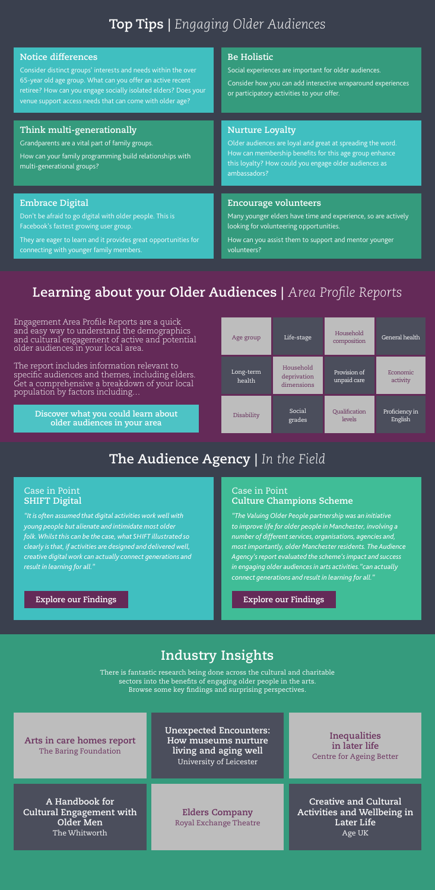# Top Tips | *Engaging Older Audiences*

### Notice differences

Consider distinct groups' interests and needs within the over 65-year old age group. What can you offer an active recent retiree? How can you engage socially isolated elders? Does your venue support access needs that can come with older age?

### Be Holistic

Social experiences are important for older audiences.

Consider how you can add interactive wraparound experiences or participatory activities to your offer.

### Think multi-generationally

Grandparents are a vital part of family groups.

How can your family programming build relationships with multi-generational groups?

### Nurture Loyalty

Older audiences are loyal and great at spreading the word. How can membership benefits for this age group enhance this loyalty? How could you engage older audiences as ambassadors?

### Embrace Digital

Don't be afraid to go digital with older people. This is Facebook's fastest growing user group.

They are eager to learn and it provides great opportunities for connecting with younger family members.

### Encourage volunteers

Many younger elders have time and experience, so are actively looking for volunteering opportunities.

How can you assist them to support and mentor younger volunteers?

# Learning about your Older Audiences | *Area Profile Reports*

Engagement Area Profile Reports are a quick and easy way to understand the demographics and cultural engagement of active and potential older audiences in your local area.

The report includes information relevant to specific audiences and themes, including elders. Get a comprehensive breakdown of your local population by factors including...

**Discover what you could learn about older audiences in your area**

| | | | |
|---|---|---|---|
| Age group | Life-stage | Household composition | General health |
| Long-term health | Household deprivation dimensions | Provision of unpaid care | Economic activity |
| Disability | Social grades | Qualification levels | Proficiency in English |

# The Audience Agency | *In the Field*

### Case in Point **SHIFT Digital**

*"It is often assumed that digital activities work well with young people but alienate and intimidate most older folk. Whilst this can be the case, what SHIFT illustrated so clearly is that, if activities are designed and delivered well, creative digital work can actually connect generations and result in learning for all."*

**Explore our Findings**

### Case in Point **Culture Champions Scheme**

*"The Valuing Older People partnership was an initiative to improve life for older people in Manchester, involving a number of different services, organisations, agencies and, most importantly, older Manchester residents. The Audience Agency's report evaluated the scheme's impact and success in engaging older audiences in arts activities."can actually connect generations and result in learning for all."*

**Explore our Findings**

# Industry Insights

There is fantastic research being done across the cultural and charitable sectors into the benefits of engaging older people in the arts. Browse some key findings and surprising perspectives.

**Arts in care homes report**
The Baring Foundation

**Unexpected Encounters: How museums nurture living and aging well**
University of Leicester

**Inequalities in later life**
Centre for Ageing Better

**A Handbook for Cultural Engagement with Older Men**
The Whitworth

**Elders Company**
Royal Exchange Theatre

**Creative and Cultural Activities and Wellbeing in Later Life**
Age UK